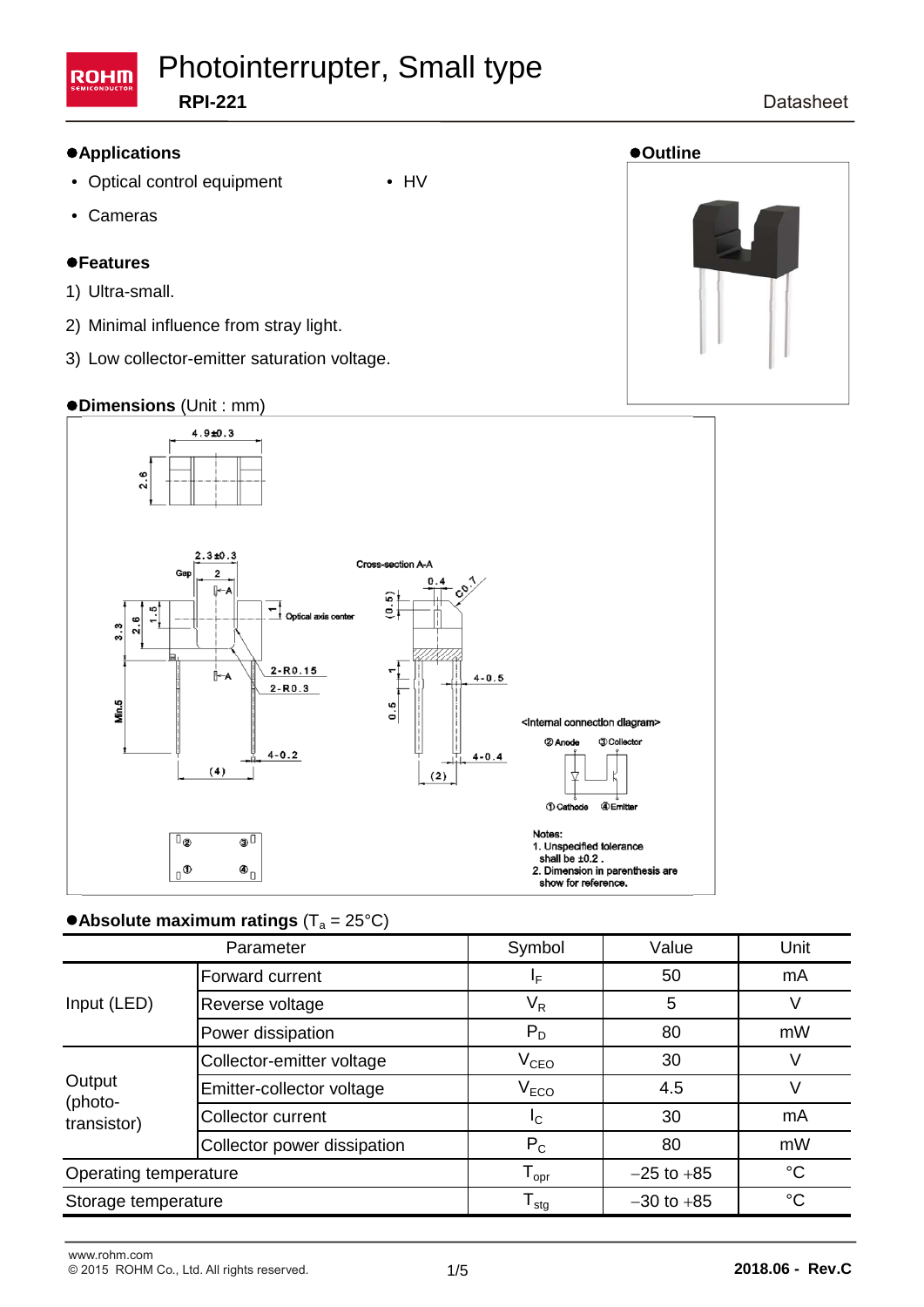# Photointerrupter, Small type

**RPI-221**

Datasheet

## ●Applications

- Optical control equipment
- Cameras
- HV

## ●Outline

## ●Features

1) Ultra-small.

2) Minimal influence from stray light.

3) Low collector-emitter saturation voltage.

## ●Dimensions (Unit : mm)

<Internal connection diagram>

② Anode ③ Collector

① Cathode ④ Emitter

Notes:
1. Unspecified tolerance shall be ±0.2 .
2. Dimension in parenthesis are show for reference.

## ●Absolute maximum ratings ($T_a$ = 25°C)

| Parameter | | Symbol | Value | Unit |
|---|---|---|---|---|
| Input (LED) | Forward current | $I_F$ | 50 | mA |
| | Reverse voltage | $V_R$ | 5 | V |
| | Power dissipation | $P_D$ | 80 | mW |
| Output (photo-transistor) | Collector-emitter voltage | $V_{CEO}$ | 30 | V |
| | Emitter-collector voltage | $V_{ECO}$ | 4.5 | V |
| | Collector current | $I_C$ | 30 | mA |
| | Collector power dissipation | $P_C$ | 80 | mW |
| Operating temperature | | $T_{opr}$ | −25 to +85 | °C |
| Storage temperature | | $T_{stg}$ | −30 to +85 | °C |

www.rohm.com
© 2015 ROHM Co., Ltd. All rights reserved.

2018.06 - Rev.C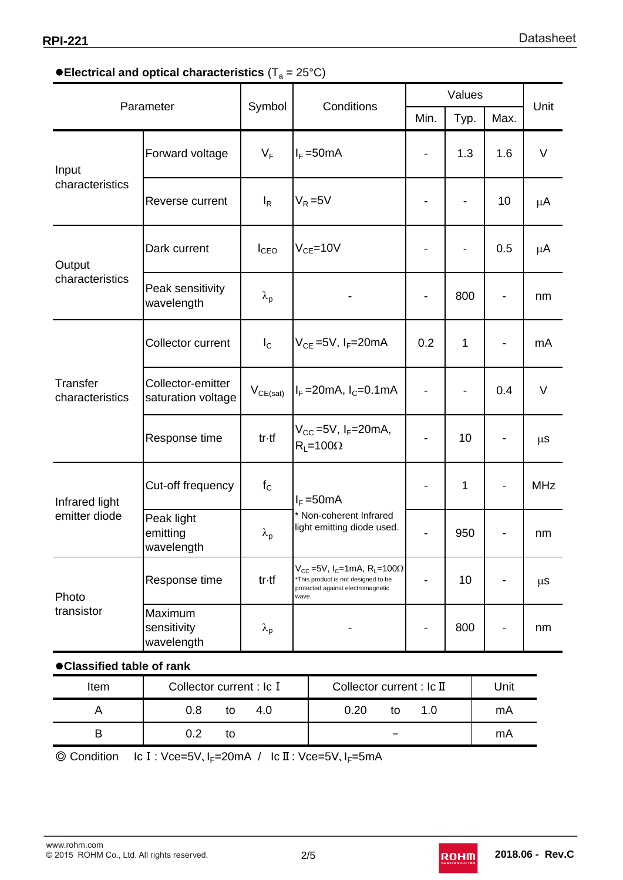## ●Electrical and optical characteristics ($T_a$ = 25°C)

| Parameter | | Symbol | Conditions | Values | | | Unit |
|---|---|---|---|---|---|---|---|
| | | | | Min. | Typ. | Max. | |
| Input characteristics | Forward voltage | $V_F$ | $I_F$=50mA | - | 1.3 | 1.6 | V |
| | Reverse current | $I_R$ | $V_R$=5V | - | - | 10 | μA |
| Output characteristics | Dark current | $I_{CEO}$ | $V_{CE}$=10V | - | - | 0.5 | μA |
| | Peak sensitivity wavelength | $\lambda_p$ | - | - | 800 | - | nm |
| Transfer characteristics | Collector current | $I_C$ | $V_{CE}$=5V, $I_F$=20mA | 0.2 | 1 | - | mA |
| | Collector-emitter saturation voltage | $V_{CE(sat)}$ | $I_F$=20mA, $I_C$=0.1mA | - | - | 0.4 | V |
| | Response time | tr·tf | $V_{CC}$=5V, $I_F$=20mA, $R_L$=100Ω | - | 10 | - | μs |
| Infrared light emitter diode | Cut-off frequency | $f_C$ | $I_F$=50mA * Non-coherent Infrared light emitting diode used. | - | 1 | - | MHz |
| | Peak light emitting wavelength | $\lambda_p$ | | - | 950 | - | nm |
| Photo transistor | Response time | tr·tf | $V_{CC}$=5V, $I_C$=1mA, $R_L$=100Ω *This product is not designed to be protected against electromagnetic wave. | - | 10 | - | μs |
| | Maximum sensitivity wavelength | $\lambda_p$ | - | - | 800 | - | nm |

## ●Classified table of rank

| Item | Collector current : Ic Ⅰ | Collector current : Ic Ⅱ | Unit |
|---|---|---|---|
| A | 0.8 to 4.0 | 0.20 to 1.0 | mA |
| B | 0.2 to | − | mA |

◎ Condition Ic Ⅰ : Vce=5V､$I_F$=20mA / Ic Ⅱ : Vce=5V､$I_F$=5mA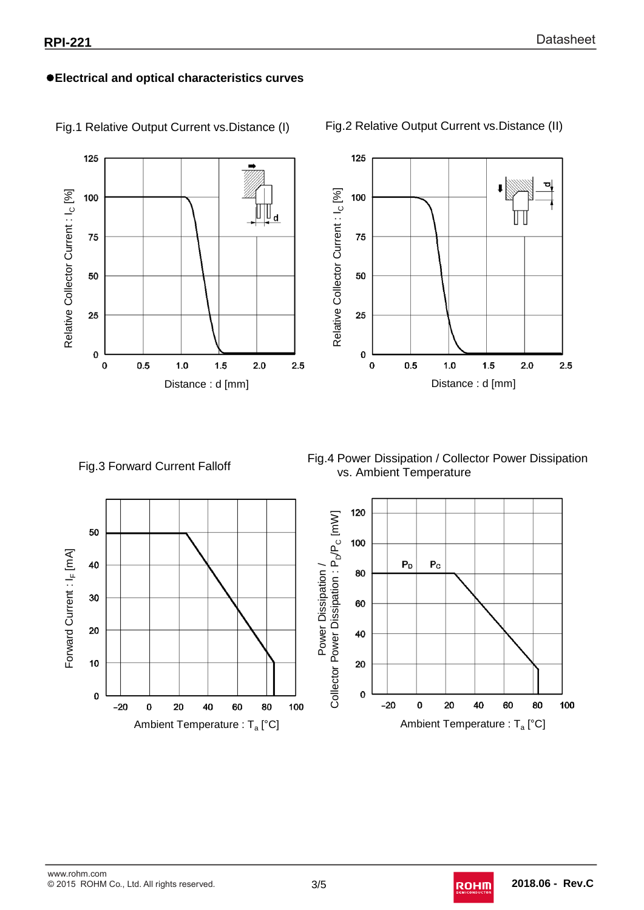## ●Electrical and optical characteristics curves

Fig.1 Relative Output Current vs.Distance (I)

Relative Collector Current : $I_C$ [%]

Distance : d [mm]

Fig.2 Relative Output Current vs.Distance (II)

Relative Collector Current : $I_C$ [%]

Distance : d [mm]

Fig.3 Forward Current Falloff

Forward Current : $I_F$ [mA]

Ambient Temperature : $T_a$ [°C]

Fig.4 Power Dissipation / Collector Power Dissipation vs. Ambient Temperature

Power Dissipation / Collector Power Dissipation : $P_D$/$P_C$ [mW]

Ambient Temperature : $T_a$ [°C]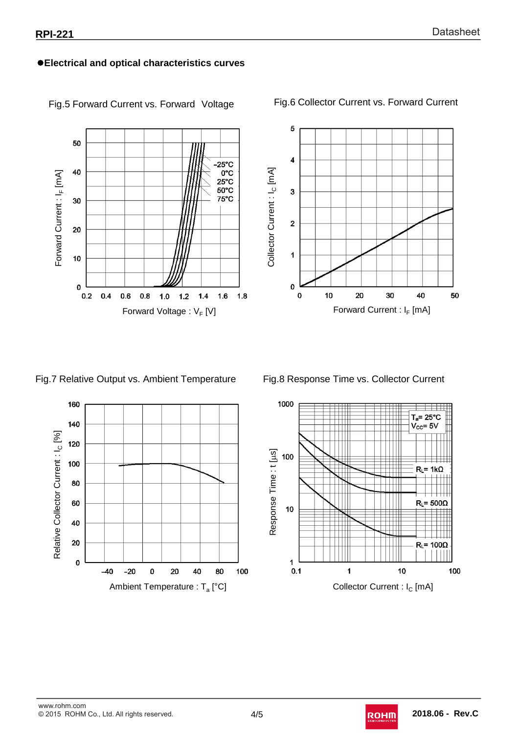## ●Electrical and optical characteristics curves

Fig.5 Forward Current vs. Forward Voltage

Fig.6 Collector Current vs. Forward Current

Fig.7 Relative Output vs. Ambient Temperature

Fig.8 Response Time vs. Collector Current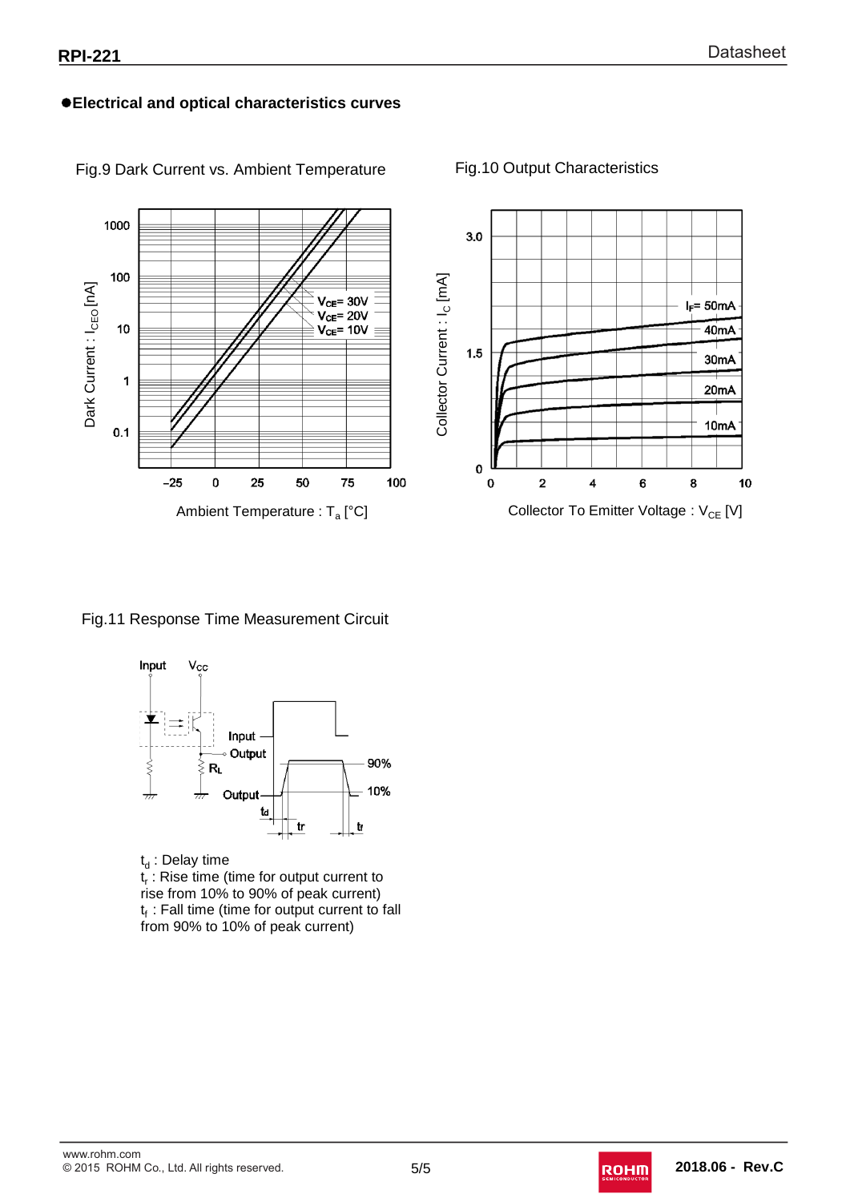## ●Electrical and optical characteristics curves

Fig.9 Dark Current vs. Ambient Temperature

Fig.10 Output Characteristics

Fig.11 Response Time Measurement Circuit

$t_d$ : Delay time
$t_r$ : Rise time (time for output current to rise from 10% to 90% of peak current)
$t_f$ : Fall time (time for output current to fall from 90% to 10% of peak current)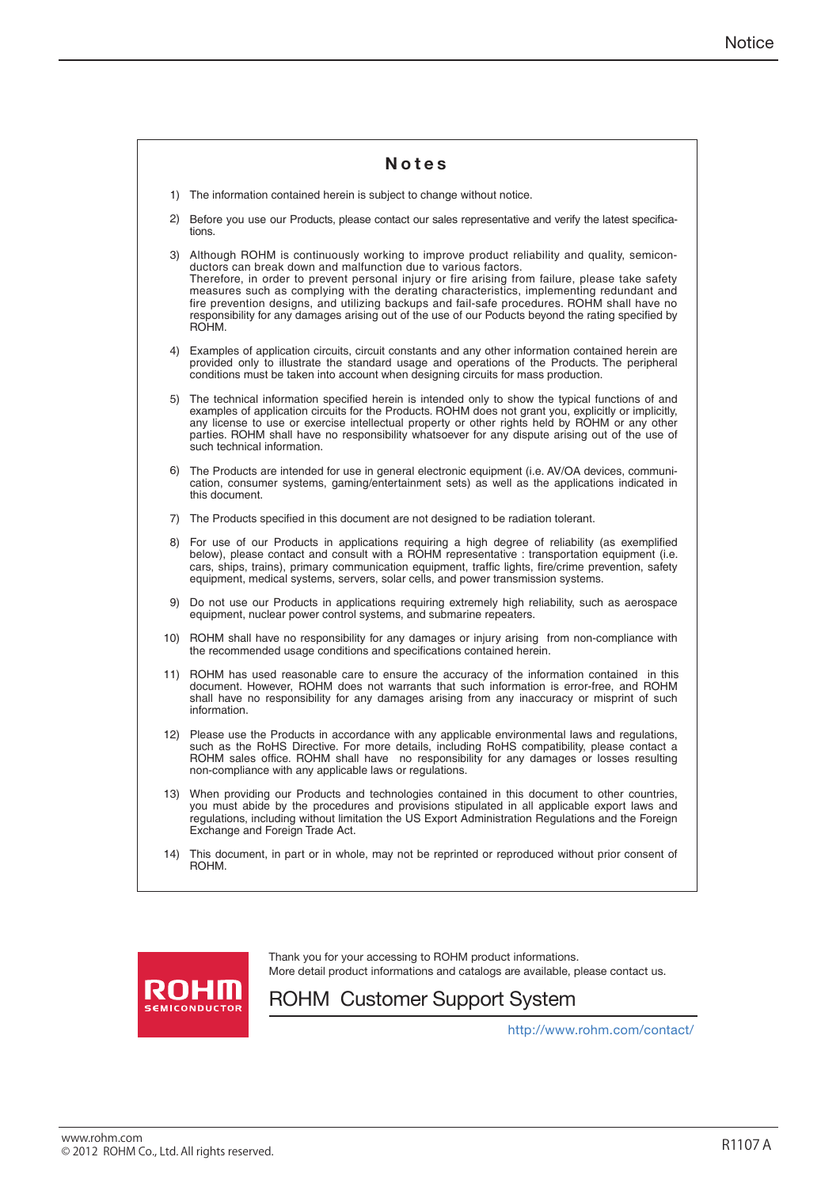## Notes

1) The information contained herein is subject to change without notice.

2) Before you use our Products, please contact our sales representative and verify the latest specifications.

3) Although ROHM is continuously working to improve product reliability and quality, semiconductors can break down and malfunction due to various factors.
Therefore, in order to prevent personal injury or fire arising from failure, please take safety measures such as complying with the derating characteristics, implementing redundant and fire prevention designs, and utilizing backups and fail-safe procedures. ROHM shall have no responsibility for any damages arising out of the use of our Poducts beyond the rating specified by ROHM.

4) Examples of application circuits, circuit constants and any other information contained herein are provided only to illustrate the standard usage and operations of the Products. The peripheral conditions must be taken into account when designing circuits for mass production.

5) The technical information specified herein is intended only to show the typical functions of and examples of application circuits for the Products. ROHM does not grant you, explicitly or implicitly, any license to use or exercise intellectual property or other rights held by ROHM or any other parties. ROHM shall have no responsibility whatsoever for any dispute arising out of the use of such technical information.

6) The Products are intended for use in general electronic equipment (i.e. AV/OA devices, communication, consumer systems, gaming/entertainment sets) as well as the applications indicated in this document.

7) The Products specified in this document are not designed to be radiation tolerant.

8) For use of our Products in applications requiring a high degree of reliability (as exemplified below), please contact and consult with a ROHM representative : transportation equipment (i.e. cars, ships, trains), primary communication equipment, traffic lights, fire/crime prevention, safety equipment, medical systems, servers, solar cells, and power transmission systems.

9) Do not use our Products in applications requiring extremely high reliability, such as aerospace equipment, nuclear power control systems, and submarine repeaters.

10) ROHM shall have no responsibility for any damages or injury arising from non-compliance with the recommended usage conditions and specifications contained herein.

11) ROHM has used reasonable care to ensure the accuracy of the information contained in this document. However, ROHM does not warrants that such information is error-free, and ROHM shall have no responsibility for any damages arising from any inaccuracy or misprint of such information.

12) Please use the Products in accordance with any applicable environmental laws and regulations, such as the RoHS Directive. For more details, including RoHS compatibility, please contact a ROHM sales office. ROHM shall have no responsibility for any damages or losses resulting non-compliance with any applicable laws or regulations.

13) When providing our Products and technologies contained in this document to other countries, you must abide by the procedures and provisions stipulated in all applicable export laws and regulations, including without limitation the US Export Administration Regulations and the Foreign Exchange and Foreign Trade Act.

14) This document, in part or in whole, may not be reprinted or reproduced without prior consent of ROHM.

ROHM SEMICONDUCTOR

Thank you for your accessing to ROHM product informations.
More detail product informations and catalogs are available, please contact us.

## ROHM Customer Support System

http://www.rohm.com/contact/

www.rohm.com
© 2012 ROHM Co., Ltd. All rights reserved.

R1107 A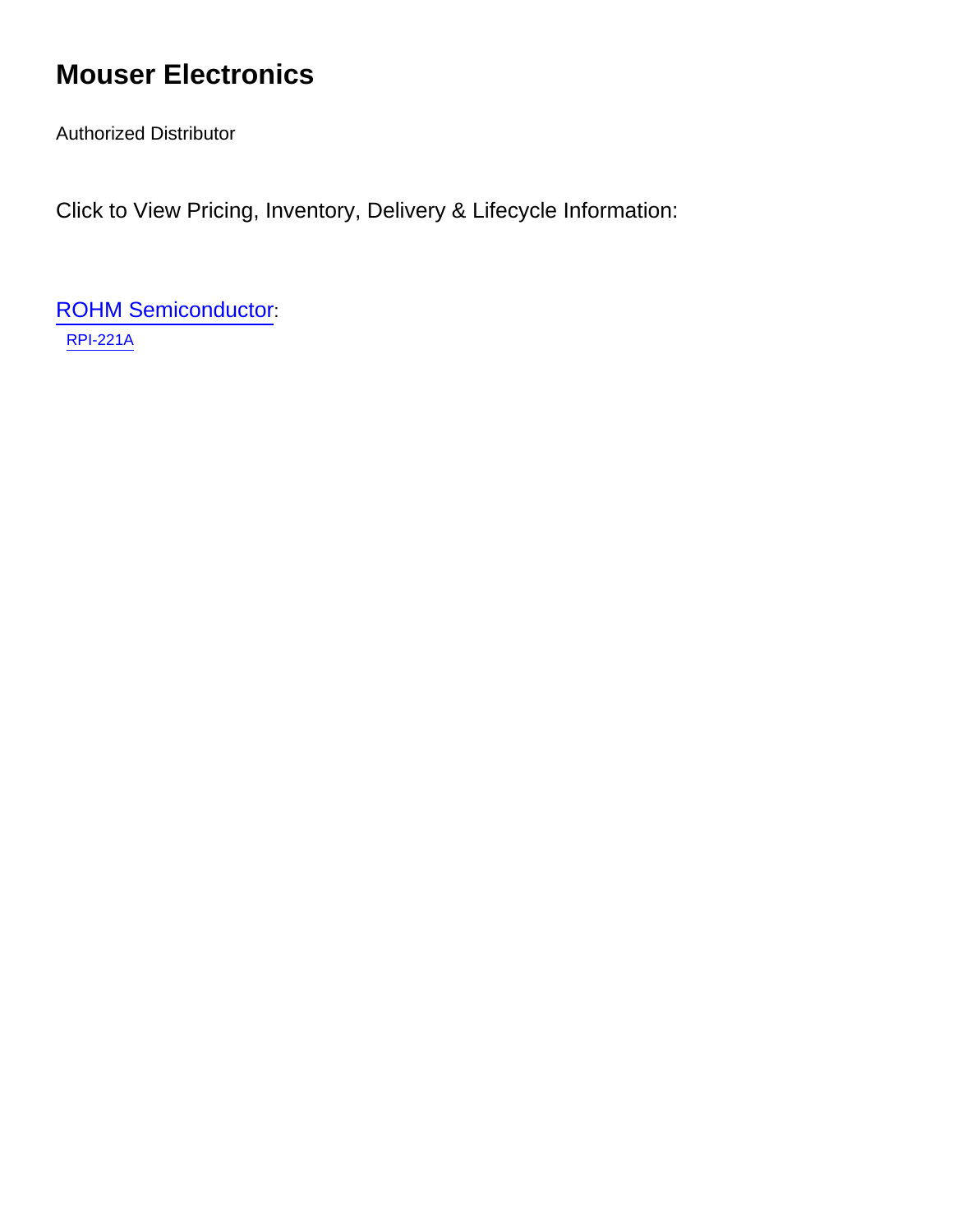# Mouser Electronics

Authorized Distributor

Click to View Pricing, Inventory, Delivery & Lifecycle Information:

ROHM Semiconductor:

RPI-221A